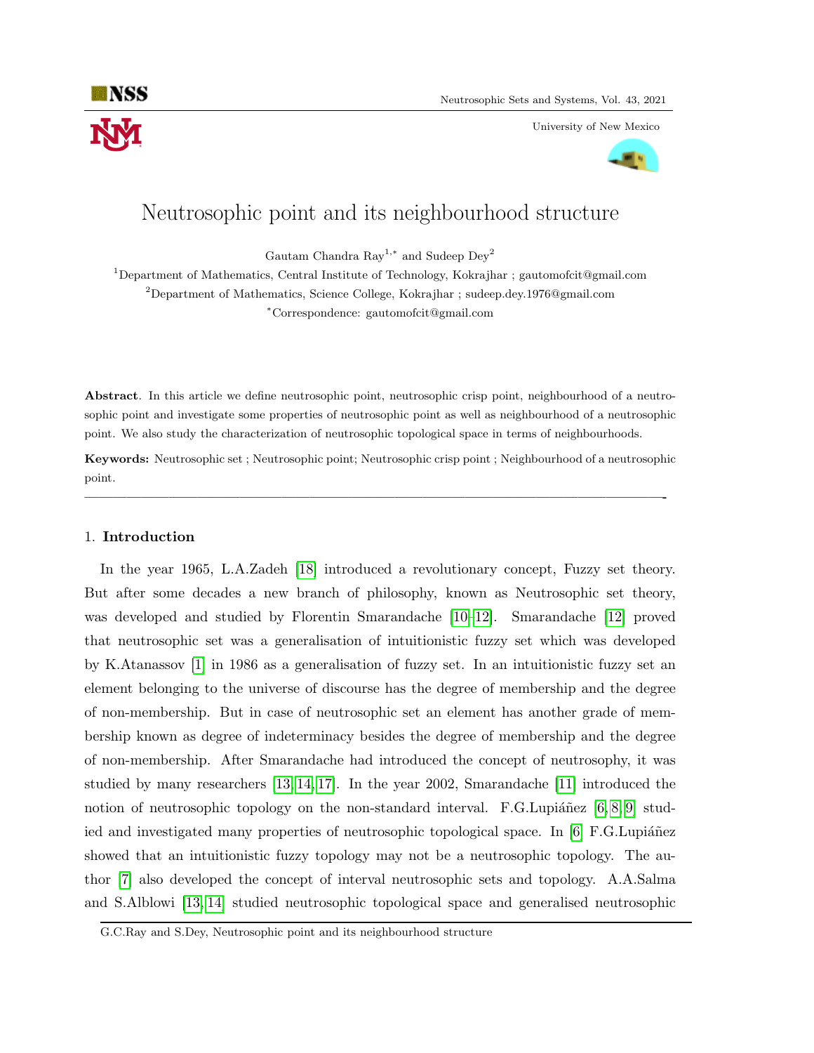# Neutrosophic point and its neighbourhood structure

Gautam Chandra Ray[1,*] and Sudeep Dey[2]

[1]Department of Mathematics, Central Institute of Technology, Kokrajhar ; gautomofcit@gmail.com

[2]Department of Mathematics, Science College, Kokrajhar ; sudeep.dey.1976@gmail.com

[*]Correspondence: gautomofcit@gmail.com

**Abstract**. In this article we define neutrosophic point, neutrosophic crisp point, neighbourhood of a neutrosophic point and investigate some properties of neutrosophic point as well as neighbourhood of a neutrosophic point. We also study the characterization of neutrosophic topological space in terms of neighbourhoods.

**Keywords:** Neutrosophic set ; Neutrosophic point; Neutrosophic crisp point ; Neighbourhood of a neutrosophic point.

---

## 1. Introduction

In the year 1965, L.A.Zadeh [18] introduced a revolutionary concept, Fuzzy set theory. But after some decades a new branch of philosophy, known as Neutrosophic set theory, was developed and studied by Florentin Smarandache [10–12]. Smarandache [12] proved that neutrosophic set was a generalisation of intuitionistic fuzzy set which was developed by K.Atanassov [1] in 1986 as a generalisation of fuzzy set. In an intuitionistic fuzzy set an element belonging to the universe of discourse has the degree of membership and the degree of non-membership. But in case of neutrosophic set an element has another grade of membership known as degree of indeterminacy besides the degree of membership and the degree of non-membership. After Smarandache had introduced the concept of neutrosophy, it was studied by many researchers [13, 14, 17]. In the year 2002, Smarandache [11] introduced the notion of neutrosophic topology on the non-standard interval. F.G.Lupiáñez [6, 8, 9] studied and investigated many properties of neutrosophic topological space. In [6] F.G.Lupiáñez showed that an intuitionistic fuzzy topology may not be a neutrosophic topology. The author [7] also developed the concept of interval neutrosophic sets and topology. A.A.Salma and S.Alblowi [13, 14] studied neutrosophic topological space and generalised neutrosophic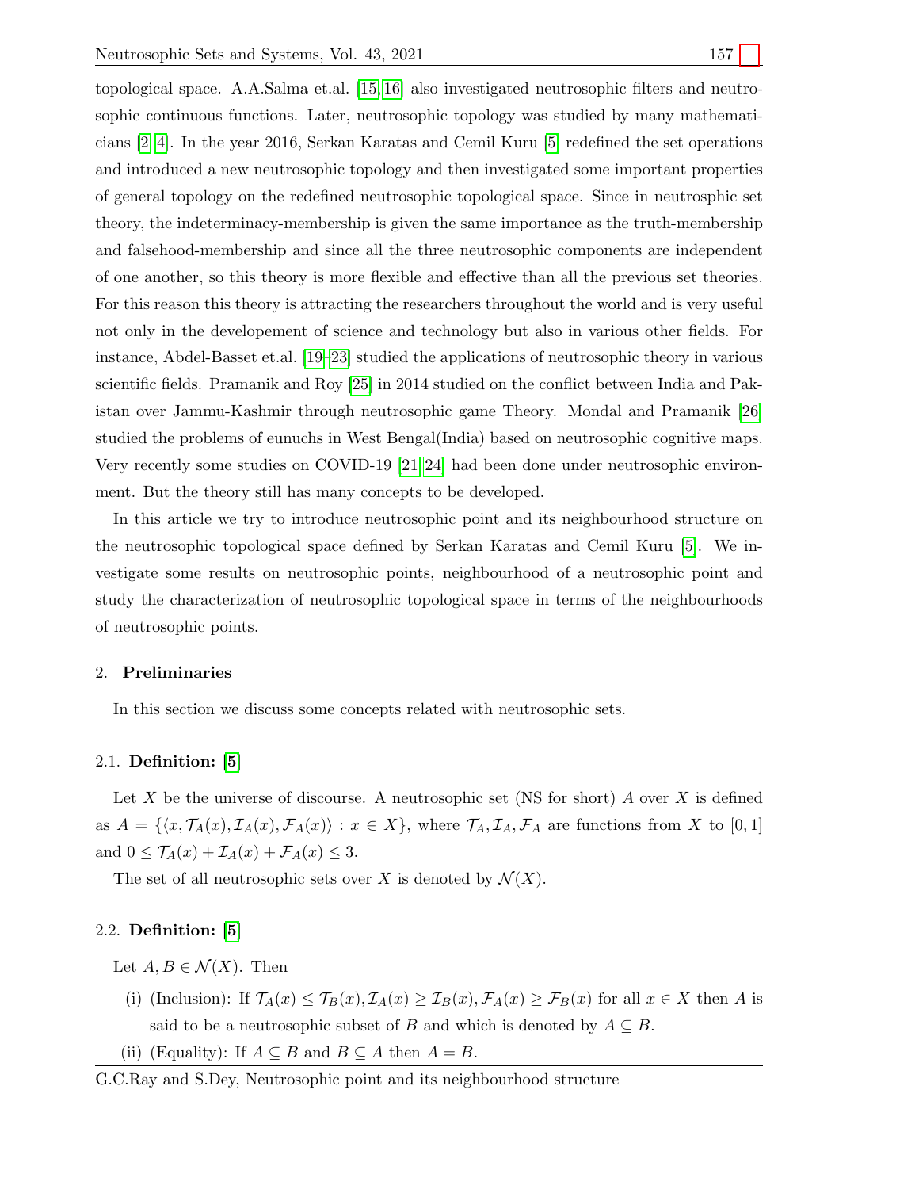topological space. A.A.Salma et.al. [15, 16] also investigated neutrosophic filters and neutrosophic continuous functions. Later, neutrosophic topology was studied by many mathematicians [2–4]. In the year 2016, Serkan Karatas and Cemil Kuru [5] redefined the set operations and introduced a new neutrosophic topology and then investigated some important properties of general topology on the redefined neutrosophic topological space. Since in neutrosphic set theory, the indeterminacy-membership is given the same importance as the truth-membership and falsehood-membership and since all the three neutrosophic components are independent of one another, so this theory is more flexible and effective than all the previous set theories. For this reason this theory is attracting the researchers throughout the world and is very useful not only in the developement of science and technology but also in various other fields. For instance, Abdel-Basset et.al. [19–23] studied the applications of neutrosophic theory in various scientific fields. Pramanik and Roy [25] in 2014 studied on the conflict between India and Pakistan over Jammu-Kashmir through neutrosophic game Theory. Mondal and Pramanik [26] studied the problems of eunuchs in West Bengal(India) based on neutrosophic cognitive maps. Very recently some studies on COVID-19 [21, 24] had been done under neutrosophic environment. But the theory still has many concepts to be developed.

In this article we try to introduce neutrosophic point and its neighbourhood structure on the neutrosophic topological space defined by Serkan Karatas and Cemil Kuru [5]. We investigate some results on neutrosophic points, neighbourhood of a neutrosophic point and study the characterization of neutrosophic topological space in terms of the neighbourhoods of neutrosophic points.

## 2. Preliminaries

In this section we discuss some concepts related with neutrosophic sets.

### 2.1. Definition: [5]

Let $X$ be the universe of discourse. A neutrosophic set (NS for short) $A$ over $X$ is defined as $A = \{\langle x, \mathcal{T}_A(x), \mathcal{I}_A(x), \mathcal{F}_A(x)\rangle : x \in X\}$, where $\mathcal{T}_A, \mathcal{I}_A, \mathcal{F}_A$ are functions from $X$ to $[0,1]$ and $0 \leq \mathcal{T}_A(x) + \mathcal{I}_A(x) + \mathcal{F}_A(x) \leq 3$.

The set of all neutrosophic sets over $X$ is denoted by $\mathcal{N}(X)$.

### 2.2. Definition: [5]

Let $A, B \in \mathcal{N}(X)$. Then

- (i) (Inclusion): If $\mathcal{T}_A(x) \leq \mathcal{T}_B(x), \mathcal{I}_A(x) \geq \mathcal{I}_B(x), \mathcal{F}_A(x) \geq \mathcal{F}_B(x)$ for all $x \in X$ then $A$ is said to be a neutrosophic subset of $B$ and which is denoted by $A \subseteq B$.
- (ii) (Equality): If $A \subseteq B$ and $B \subseteq A$ then $A = B$.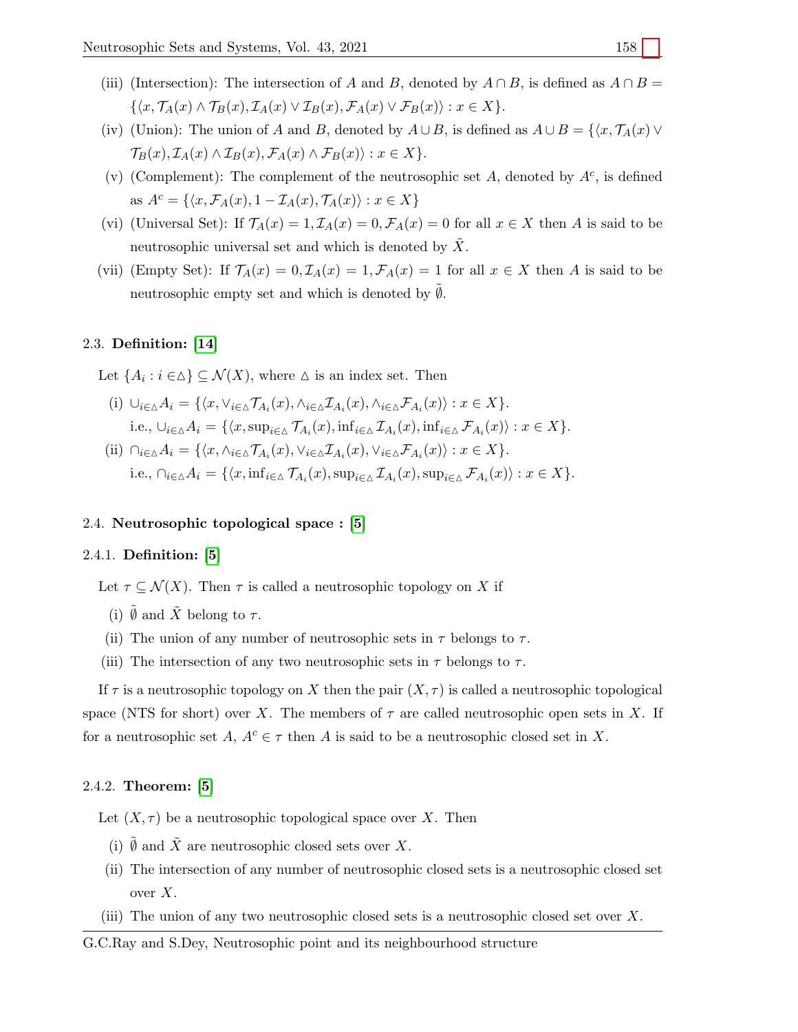(iii) (Intersection): The intersection of $A$ and $B$, denoted by $A \cap B$, is defined as $A \cap B = \{\langle x, \mathcal{T}_A(x) \wedge \mathcal{T}_B(x), \mathcal{I}_A(x) \vee \mathcal{I}_B(x), \mathcal{F}_A(x) \vee \mathcal{F}_B(x)\rangle : x \in X\}$.

(iv) (Union): The union of $A$ and $B$, denoted by $A \cup B$, is defined as $A \cup B = \{\langle x, \mathcal{T}_A(x) \vee \mathcal{T}_B(x), \mathcal{I}_A(x) \wedge \mathcal{I}_B(x), \mathcal{F}_A(x) \wedge \mathcal{F}_B(x)\rangle : x \in X\}$.

(v) (Complement): The complement of the neutrosophic set $A$, denoted by $A^c$, is defined as $A^c = \{\langle x, \mathcal{F}_A(x), 1 - \mathcal{I}_A(x), \mathcal{T}_A(x)\rangle : x \in X\}$

(vi) (Universal Set): If $\mathcal{T}_A(x) = 1, \mathcal{I}_A(x) = 0, \mathcal{F}_A(x) = 0$ for all $x \in X$ then $A$ is said to be neutrosophic universal set and which is denoted by $\tilde{X}$.

(vii) (Empty Set): If $\mathcal{T}_A(x) = 0, \mathcal{I}_A(x) = 1, \mathcal{F}_A(x) = 1$ for all $x \in X$ then $A$ is said to be neutrosophic empty set and which is denoted by $\tilde{\emptyset}$.

### 2.3. Definition: [14]

Let $\{A_i : i \in \triangle\} \subseteq \mathcal{N}(X)$, where $\triangle$ is an index set. Then

(i) $\cup_{i\in\triangle} A_i = \{\langle x, \vee_{i\in\triangle}\mathcal{T}_{A_i}(x), \wedge_{i\in\triangle}\mathcal{I}_{A_i}(x), \wedge_{i\in\triangle}\mathcal{F}_{A_i}(x)\rangle : x \in X\}$.
i.e., $\cup_{i\in\triangle} A_i = \{\langle x, \sup_{i\in\triangle} \mathcal{T}_{A_i}(x), \inf_{i\in\triangle} \mathcal{I}_{A_i}(x), \inf_{i\in\triangle} \mathcal{F}_{A_i}(x)\rangle : x \in X\}$.

(ii) $\cap_{i\in\triangle} A_i = \{\langle x, \wedge_{i\in\triangle}\mathcal{T}_{A_i}(x), \vee_{i\in\triangle}\mathcal{I}_{A_i}(x), \vee_{i\in\triangle}\mathcal{F}_{A_i}(x)\rangle : x \in X\}$.
i.e., $\cap_{i\in\triangle} A_i = \{\langle x, \inf_{i\in\triangle} \mathcal{T}_{A_i}(x), \sup_{i\in\triangle} \mathcal{I}_{A_i}(x), \sup_{i\in\triangle} \mathcal{F}_{A_i}(x)\rangle : x \in X\}$.

### 2.4. Neutrosophic topological space : [5]

#### 2.4.1. Definition: [5]

Let $\tau \subseteq \mathcal{N}(X)$. Then $\tau$ is called a neutrosophic topology on $X$ if

(i) $\tilde{\emptyset}$ and $\tilde{X}$ belong to $\tau$.

(ii) The union of any number of neutrosophic sets in $\tau$ belongs to $\tau$.

(iii) The intersection of any two neutrosophic sets in $\tau$ belongs to $\tau$.

If $\tau$ is a neutrosophic topology on $X$ then the pair $(X, \tau)$ is called a neutrosophic topological space (NTS for short) over $X$. The members of $\tau$ are called neutrosophic open sets in $X$. If for a neutrosophic set $A$, $A^c \in \tau$ then $A$ is said to be a neutrosophic closed set in $X$.

#### 2.4.2. Theorem: [5]

Let $(X, \tau)$ be a neutrosophic topological space over $X$. Then

(i) $\tilde{\emptyset}$ and $\tilde{X}$ are neutrosophic closed sets over $X$.

(ii) The intersection of any number of neutrosophic closed sets is a neutrosophic closed set over $X$.

(iii) The union of any two neutrosophic closed sets is a neutrosophic closed set over $X$.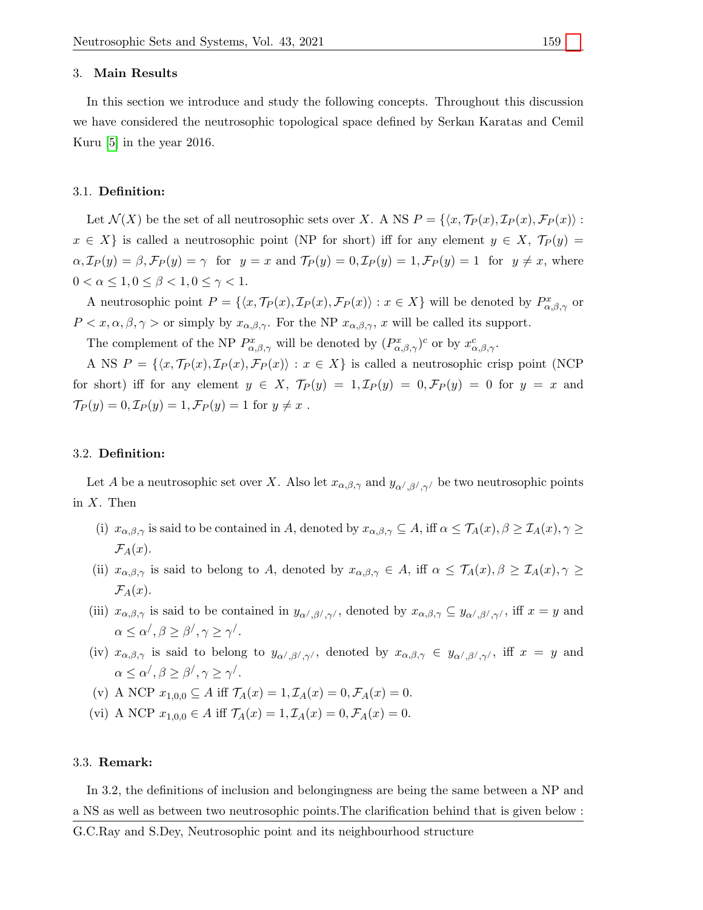## 3. Main Results

In this section we introduce and study the following concepts. Throughout this discussion we have considered the neutrosophic topological space defined by Serkan Karatas and Cemil Kuru [5] in the year 2016.

### 3.1. Definition:

Let $\mathcal{N}(X)$ be the set of all neutrosophic sets over $X$. A NS $P = \{\langle x, \mathcal{T}_P(x), \mathcal{I}_P(x), \mathcal{F}_P(x)\rangle : x \in X\}$ is called a neutrosophic point (NP for short) iff for any element $y \in X$, $\mathcal{T}_P(y) = \alpha, \mathcal{I}_P(y) = \beta, \mathcal{F}_P(y) = \gamma$ for $y = x$ and $\mathcal{T}_P(y) = 0, \mathcal{I}_P(y) = 1, \mathcal{F}_P(y) = 1$ for $y \neq x$, where $0 < \alpha \leq 1, 0 \leq \beta < 1, 0 \leq \gamma < 1$.

A neutrosophic point $P = \{\langle x, \mathcal{T}_P(x), \mathcal{I}_P(x), \mathcal{F}_P(x)\rangle : x \in X\}$ will be denoted by $P^x_{\alpha,\beta,\gamma}$ or $P < x, \alpha, \beta, \gamma >$ or simply by $x_{\alpha,\beta,\gamma}$. For the NP $x_{\alpha,\beta,\gamma}$, $x$ will be called its support.

The complement of the NP $P^x_{\alpha,\beta,\gamma}$ will be denoted by $(P^x_{\alpha,\beta,\gamma})^c$ or by $x^c_{\alpha,\beta,\gamma}$.

A NS $P = \{\langle x, \mathcal{T}_P(x), \mathcal{I}_P(x), \mathcal{F}_P(x)\rangle : x \in X\}$ is called a neutrosophic crisp point (NCP for short) iff for any element $y \in X$, $\mathcal{T}_P(y) = 1, \mathcal{I}_P(y) = 0, \mathcal{F}_P(y) = 0$ for $y = x$ and $\mathcal{T}_P(y) = 0, \mathcal{I}_P(y) = 1, \mathcal{F}_P(y) = 1$ for $y \neq x$ .

### 3.2. Definition:

Let $A$ be a neutrosophic set over $X$. Also let $x_{\alpha,\beta,\gamma}$ and $y_{\alpha',\beta',\gamma'}$ be two neutrosophic points in $X$. Then

- (i) $x_{\alpha,\beta,\gamma}$ is said to be contained in $A$, denoted by $x_{\alpha,\beta,\gamma} \subseteq A$, iff $\alpha \leq \mathcal{T}_A(x), \beta \geq \mathcal{I}_A(x), \gamma \geq \mathcal{F}_A(x)$.
- (ii) $x_{\alpha,\beta,\gamma}$ is said to belong to $A$, denoted by $x_{\alpha,\beta,\gamma} \in A$, iff $\alpha \leq \mathcal{T}_A(x), \beta \geq \mathcal{I}_A(x), \gamma \geq \mathcal{F}_A(x)$.
- (iii) $x_{\alpha,\beta,\gamma}$ is said to be contained in $y_{\alpha',\beta',\gamma'}$, denoted by $x_{\alpha,\beta,\gamma} \subseteq y_{\alpha',\beta',\gamma'}$, iff $x = y$ and $\alpha \leq \alpha', \beta \geq \beta', \gamma \geq \gamma'$.
- (iv) $x_{\alpha,\beta,\gamma}$ is said to belong to $y_{\alpha',\beta',\gamma'}$, denoted by $x_{\alpha,\beta,\gamma} \in y_{\alpha',\beta',\gamma'}$, iff $x = y$ and $\alpha \leq \alpha', \beta \geq \beta', \gamma \geq \gamma'$.
- (v) A NCP $x_{1,0,0} \subseteq A$ iff $\mathcal{T}_A(x) = 1, \mathcal{I}_A(x) = 0, \mathcal{F}_A(x) = 0$.
- (vi) A NCP $x_{1,0,0} \in A$ iff $\mathcal{T}_A(x) = 1, \mathcal{I}_A(x) = 0, \mathcal{F}_A(x) = 0$.

### 3.3. Remark:

In 3.2, the definitions of inclusion and belongingness are being the same between a NP and a NS as well as between two neutrosophic points.The clarification behind that is given below :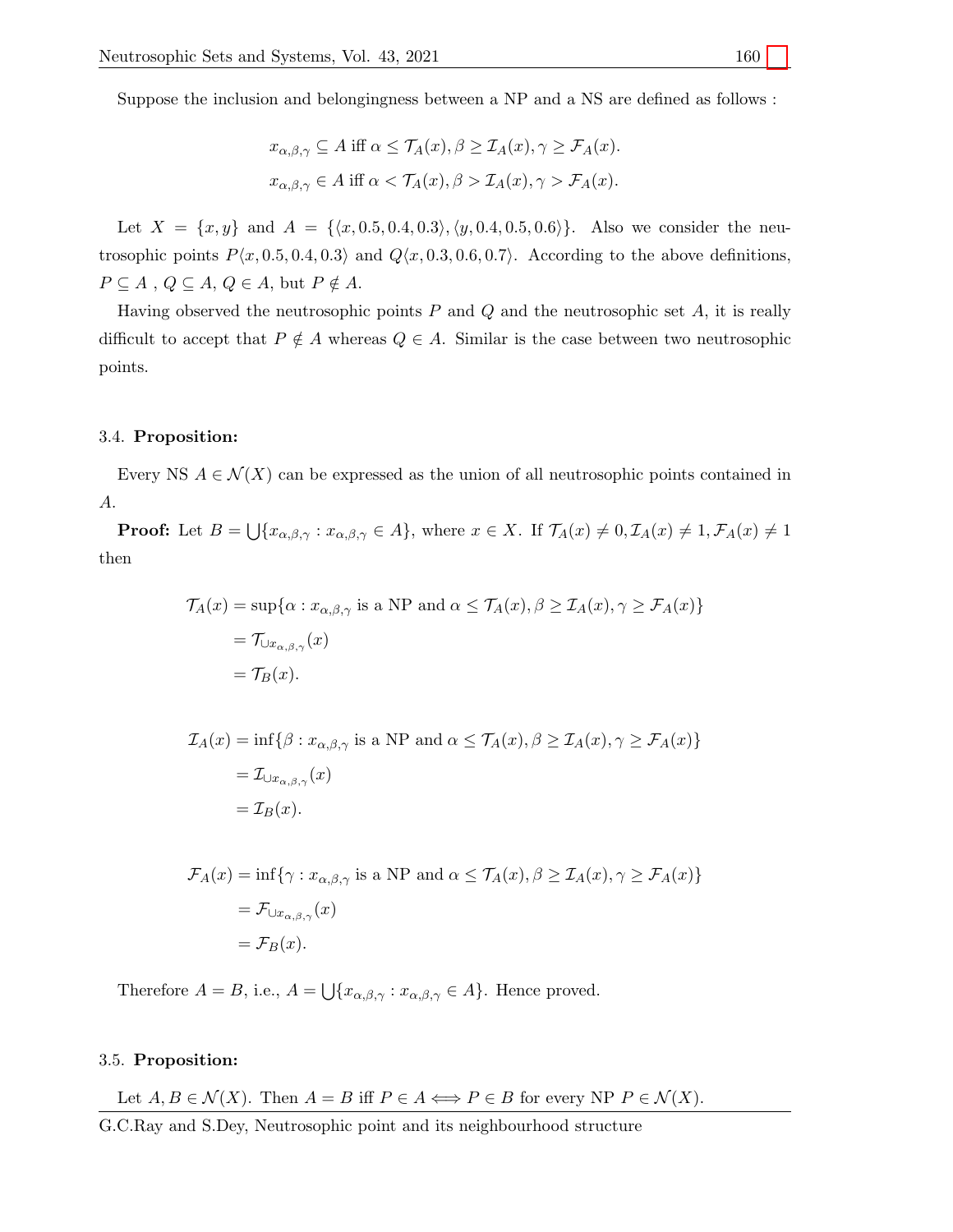Suppose the inclusion and belongingness between a NP and a NS are defined as follows :

$$x_{\alpha,\beta,\gamma} \subseteq A \text{ iff } \alpha \leq \mathcal{T}_A(x), \beta \geq \mathcal{I}_A(x), \gamma \geq \mathcal{F}_A(x).$$

$$x_{\alpha,\beta,\gamma} \in A \text{ iff } \alpha < \mathcal{T}_A(x), \beta > \mathcal{I}_A(x), \gamma > \mathcal{F}_A(x).$$

Let $X = \{x, y\}$ and $A = \{\langle x, 0.5, 0.4, 0.3\rangle, \langle y, 0.4, 0.5, 0.6\rangle\}$. Also we consider the neutrosophic points $P\langle x, 0.5, 0.4, 0.3\rangle$ and $Q\langle x, 0.3, 0.6, 0.7\rangle$. According to the above definitions, $P \subseteq A$ , $Q \subseteq A$, $Q \in A$, but $P \notin A$.

Having observed the neutrosophic points $P$ and $Q$ and the neutrosophic set $A$, it is really difficult to accept that $P \notin A$ whereas $Q \in A$. Similar is the case between two neutrosophic points.

### 3.4. **Proposition:**

Every NS $A \in \mathcal{N}(X)$ can be expressed as the union of all neutrosophic points contained in $A$.

**Proof:** Let $B = \bigcup\{x_{\alpha,\beta,\gamma} : x_{\alpha,\beta,\gamma} \in A\}$, where $x \in X$. If $\mathcal{T}_A(x) \neq 0, \mathcal{I}_A(x) \neq 1, \mathcal{F}_A(x) \neq 1$ then

$$\begin{aligned}
\mathcal{T}_A(x) &= \sup\{\alpha : x_{\alpha,\beta,\gamma} \text{ is a NP and } \alpha \leq \mathcal{T}_A(x), \beta \geq \mathcal{I}_A(x), \gamma \geq \mathcal{F}_A(x)\} \\
&= \mathcal{T}_{\cup x_{\alpha,\beta,\gamma}}(x) \\
&= \mathcal{T}_B(x).
\end{aligned}$$

$$\begin{aligned}
\mathcal{I}_A(x) &= \inf\{\beta : x_{\alpha,\beta,\gamma} \text{ is a NP and } \alpha \leq \mathcal{T}_A(x), \beta \geq \mathcal{I}_A(x), \gamma \geq \mathcal{F}_A(x)\} \\
&= \mathcal{I}_{\cup x_{\alpha,\beta,\gamma}}(x) \\
&= \mathcal{I}_B(x).
\end{aligned}$$

$$\begin{aligned}
\mathcal{F}_A(x) &= \inf\{\gamma : x_{\alpha,\beta,\gamma} \text{ is a NP and } \alpha \leq \mathcal{T}_A(x), \beta \geq \mathcal{I}_A(x), \gamma \geq \mathcal{F}_A(x)\} \\
&= \mathcal{F}_{\cup x_{\alpha,\beta,\gamma}}(x) \\
&= \mathcal{F}_B(x).
\end{aligned}$$

Therefore $A = B$, i.e., $A = \bigcup\{x_{\alpha,\beta,\gamma} : x_{\alpha,\beta,\gamma} \in A\}$. Hence proved.

### 3.5. **Proposition:**

Let $A, B \in \mathcal{N}(X)$. Then $A = B$ iff $P \in A \Longleftrightarrow P \in B$ for every NP $P \in \mathcal{N}(X)$.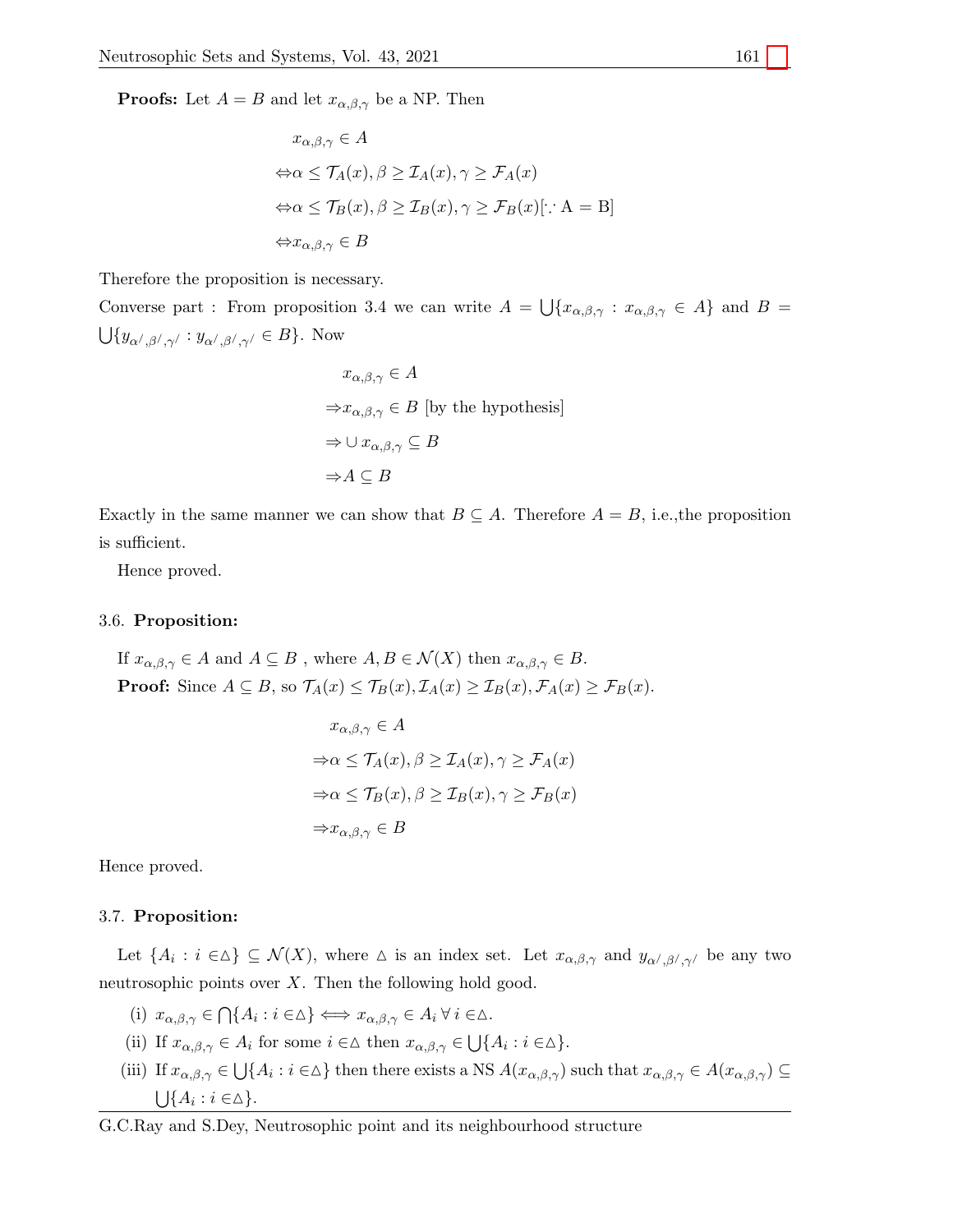**Proofs:** Let $A = B$ and let $x_{\alpha,\beta,\gamma}$ be a NP. Then

$$
\begin{aligned}
& x_{\alpha,\beta,\gamma} \in A \\
\Leftrightarrow & \alpha \leq \mathcal{T}_A(x), \beta \geq \mathcal{I}_A(x), \gamma \geq \mathcal{F}_A(x) \\
\Leftrightarrow & \alpha \leq \mathcal{T}_B(x), \beta \geq \mathcal{I}_B(x), \gamma \geq \mathcal{F}_B(x) [\because \text{A = B}] \\
\Leftrightarrow & x_{\alpha,\beta,\gamma} \in B
\end{aligned}
$$

Therefore the proposition is necessary.

Converse part : From proposition 3.4 we can write $A = \bigcup\{x_{\alpha,\beta,\gamma} : x_{\alpha,\beta,\gamma} \in A\}$ and $B = \bigcup\{y_{\alpha^/,\beta^/,\gamma^/} : y_{\alpha^/,\beta^/,\gamma^/} \in B\}$. Now

$$
\begin{aligned}
& x_{\alpha,\beta,\gamma} \in A \\
\Rightarrow & x_{\alpha,\beta,\gamma} \in B \text{ [by the hypothesis]} \\
\Rightarrow & \cup x_{\alpha,\beta,\gamma} \subseteq B \\
\Rightarrow & A \subseteq B
\end{aligned}
$$

Exactly in the same manner we can show that $B \subseteq A$. Therefore $A = B$, i.e.,the proposition is sufficient.

Hence proved.

### 3.6. **Proposition:**

If $x_{\alpha,\beta,\gamma} \in A$ and $A \subseteq B$ , where $A, B \in \mathcal{N}(X)$ then $x_{\alpha,\beta,\gamma} \in B$.

**Proof:** Since $A \subseteq B$, so $\mathcal{T}_A(x) \leq \mathcal{T}_B(x), \mathcal{I}_A(x) \geq \mathcal{I}_B(x), \mathcal{F}_A(x) \geq \mathcal{F}_B(x)$.

$$
\begin{aligned}
& x_{\alpha,\beta,\gamma} \in A \\
\Rightarrow & \alpha \leq \mathcal{T}_A(x), \beta \geq \mathcal{I}_A(x), \gamma \geq \mathcal{F}_A(x) \\
\Rightarrow & \alpha \leq \mathcal{T}_B(x), \beta \geq \mathcal{I}_B(x), \gamma \geq \mathcal{F}_B(x) \\
\Rightarrow & x_{\alpha,\beta,\gamma} \in B
\end{aligned}
$$

Hence proved.

### 3.7. **Proposition:**

Let $\{A_i : i \in \triangle\} \subseteq \mathcal{N}(X)$, where $\triangle$ is an index set. Let $x_{\alpha,\beta,\gamma}$ and $y_{\alpha^/,\beta^/,\gamma^/}$ be any two neutrosophic points over $X$. Then the following hold good.

(i) $x_{\alpha,\beta,\gamma} \in \bigcap\{A_i : i \in \triangle\} \Longleftrightarrow x_{\alpha,\beta,\gamma} \in A_i \; \forall \; i \in \triangle$.

(ii) If $x_{\alpha,\beta,\gamma} \in A_i$ for some $i \in \triangle$ then $x_{\alpha,\beta,\gamma} \in \bigcup\{A_i : i \in \triangle\}$.

(iii) If $x_{\alpha,\beta,\gamma} \in \bigcup\{A_i : i \in \triangle\}$ then there exists a NS $A(x_{\alpha,\beta,\gamma})$ such that $x_{\alpha,\beta,\gamma} \in A(x_{\alpha,\beta,\gamma}) \subseteq \bigcup\{A_i : i \in \triangle\}$.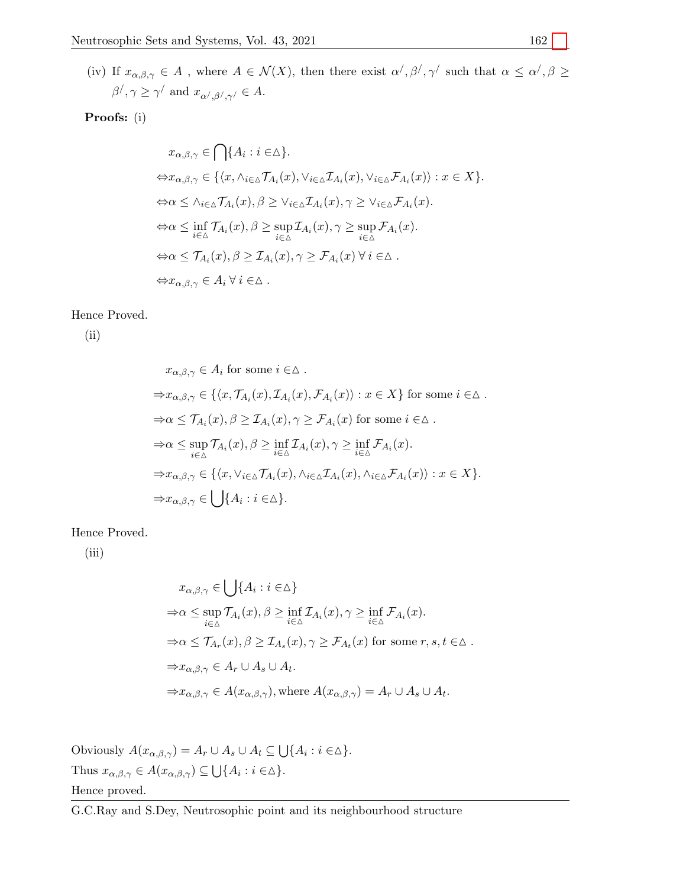(iv) If $x_{\alpha,\beta,\gamma} \in A$ , where $A \in \mathcal{N}(X)$, then there exist $\alpha^{/}, \beta^{/}, \gamma^{/}$ such that $\alpha \leq \alpha^{/}, \beta \geq \beta^{/}, \gamma \geq \gamma^{/}$ and $x_{\alpha^{/},\beta^{/},\gamma^{/}} \in A$.

**Proofs:** (i)

$$
\begin{aligned}
& x_{\alpha,\beta,\gamma} \in \bigcap\{A_i : i \in \triangle\}. \\
\Leftrightarrow & x_{\alpha,\beta,\gamma} \in \{\langle x, \wedge_{i\in\triangle}\mathcal{T}_{A_i}(x), \vee_{i\in\triangle}\mathcal{I}_{A_i}(x), \vee_{i\in\triangle}\mathcal{F}_{A_i}(x)\rangle : x \in X\}. \\
\Leftrightarrow & \alpha \leq \wedge_{i\in\triangle}\mathcal{T}_{A_i}(x), \beta \geq \vee_{i\in\triangle}\mathcal{I}_{A_i}(x), \gamma \geq \vee_{i\in\triangle}\mathcal{F}_{A_i}(x). \\
\Leftrightarrow & \alpha \leq \inf_{i\in\triangle}\mathcal{T}_{A_i}(x), \beta \geq \sup_{i\in\triangle}\mathcal{I}_{A_i}(x), \gamma \geq \sup_{i\in\triangle}\mathcal{F}_{A_i}(x). \\
\Leftrightarrow & \alpha \leq \mathcal{T}_{A_i}(x), \beta \geq \mathcal{I}_{A_i}(x), \gamma \geq \mathcal{F}_{A_i}(x) \;\forall\, i \in\triangle . \\
\Leftrightarrow & x_{\alpha,\beta,\gamma} \in A_i \;\forall\, i \in\triangle .
\end{aligned}
$$

Hence Proved.

(ii)

$$
\begin{aligned}
& x_{\alpha,\beta,\gamma} \in A_i \text{ for some } i \in\triangle . \\
\Rightarrow & x_{\alpha,\beta,\gamma} \in \{\langle x, \mathcal{T}_{A_i}(x), \mathcal{I}_{A_i}(x), \mathcal{F}_{A_i}(x)\rangle : x \in X\} \text{ for some } i \in\triangle . \\
\Rightarrow & \alpha \leq \mathcal{T}_{A_i}(x), \beta \geq \mathcal{I}_{A_i}(x), \gamma \geq \mathcal{F}_{A_i}(x) \text{ for some } i \in\triangle . \\
\Rightarrow & \alpha \leq \sup_{i\in\triangle}\mathcal{T}_{A_i}(x), \beta \geq \inf_{i\in\triangle}\mathcal{I}_{A_i}(x), \gamma \geq \inf_{i\in\triangle}\mathcal{F}_{A_i}(x). \\
\Rightarrow & x_{\alpha,\beta,\gamma} \in \{\langle x, \vee_{i\in\triangle}\mathcal{T}_{A_i}(x), \wedge_{i\in\triangle}\mathcal{I}_{A_i}(x), \wedge_{i\in\triangle}\mathcal{F}_{A_i}(x)\rangle : x \in X\}. \\
\Rightarrow & x_{\alpha,\beta,\gamma} \in \bigcup\{A_i : i \in\triangle\}.
\end{aligned}
$$

Hence Proved.

(iii)

$$
\begin{aligned}
& x_{\alpha,\beta,\gamma} \in \bigcup\{A_i : i \in\triangle\} \\
\Rightarrow & \alpha \leq \sup_{i\in\triangle}\mathcal{T}_{A_i}(x), \beta \geq \inf_{i\in\triangle}\mathcal{I}_{A_i}(x), \gamma \geq \inf_{i\in\triangle}\mathcal{F}_{A_i}(x). \\
\Rightarrow & \alpha \leq \mathcal{T}_{A_r}(x), \beta \geq \mathcal{I}_{A_s}(x), \gamma \geq \mathcal{F}_{A_t}(x) \text{ for some } r, s, t \in\triangle . \\
\Rightarrow & x_{\alpha,\beta,\gamma} \in A_r \cup A_s \cup A_t. \\
\Rightarrow & x_{\alpha,\beta,\gamma} \in A(x_{\alpha,\beta,\gamma}), \text{where } A(x_{\alpha,\beta,\gamma}) = A_r \cup A_s \cup A_t.
\end{aligned}
$$

Obviously $A(x_{\alpha,\beta,\gamma}) = A_r \cup A_s \cup A_t \subseteq \bigcup\{A_i : i \in\triangle\}$.

Thus $x_{\alpha,\beta,\gamma} \in A(x_{\alpha,\beta,\gamma}) \subseteq \bigcup\{A_i : i \in\triangle\}$.

Hence proved.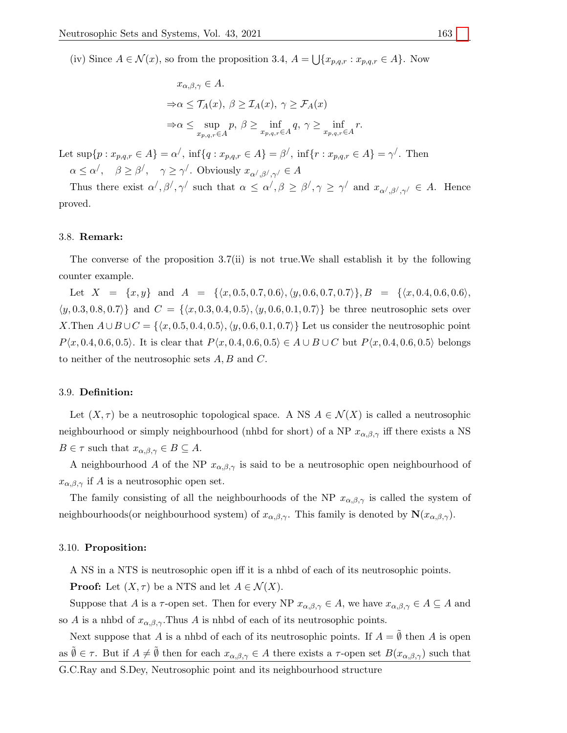(iv) Since $A \in \mathcal{N}(x)$, so from the proposition 3.4, $A = \bigcup\{x_{p,q,r} : x_{p,q,r} \in A\}$. Now

$$
\begin{aligned}
& x_{\alpha,\beta,\gamma} \in A. \\
\Rightarrow & \alpha \leq \mathcal{T}_A(x),\ \beta \geq \mathcal{I}_A(x),\ \gamma \geq \mathcal{F}_A(x) \\
\Rightarrow & \alpha \leq \sup_{x_{p,q,r} \in A} p,\ \beta \geq \inf_{x_{p,q,r} \in A} q,\ \gamma \geq \inf_{x_{p,q,r} \in A} r.
\end{aligned}
$$

Let $\sup\{p : x_{p,q,r} \in A\} = \alpha^{/}$, $\inf\{q : x_{p,q,r} \in A\} = \beta^{/}$, $\inf\{r : x_{p,q,r} \in A\} = \gamma^{/}$. Then $\alpha \leq \alpha^{/}, \quad \beta \geq \beta^{/}, \quad \gamma \geq \gamma^{/}$. Obviously $x_{\alpha^{/},\beta^{/},\gamma^{/}} \in A$

Thus there exist $\alpha^{/}, \beta^{/}, \gamma^{/}$ such that $\alpha \leq \alpha^{/}, \beta \geq \beta^{/}, \gamma \geq \gamma^{/}$ and $x_{\alpha^{/},\beta^{/},\gamma^{/}} \in A$. Hence proved.

### 3.8. **Remark:**

The converse of the proposition 3.7(ii) is not true.We shall establish it by the following counter example.

Let $X = \{x, y\}$ and $A = \{\langle x, 0.5, 0.7, 0.6\rangle, \langle y, 0.6, 0.7, 0.7\rangle\}, B = \{\langle x, 0.4, 0.6, 0.6\rangle, \langle y, 0.3, 0.8, 0.7\rangle\}$ and $C = \{\langle x, 0.3, 0.4, 0.5\rangle, \langle y, 0.6, 0.1, 0.7\rangle\}$ be three neutrosophic sets over $X$.Then $A \cup B \cup C = \{\langle x, 0.5, 0.4, 0.5\rangle, \langle y, 0.6, 0.1, 0.7\rangle\}$ Let us consider the neutrosophic point $P\langle x, 0.4, 0.6, 0.5\rangle$. It is clear that $P\langle x, 0.4, 0.6, 0.5\rangle \in A \cup B \cup C$ but $P\langle x, 0.4, 0.6, 0.5\rangle$ belongs to neither of the neutrosophic sets $A, B$ and $C$.

### 3.9. **Definition:**

Let $(X, \tau)$ be a neutrosophic topological space. A NS $A \in \mathcal{N}(X)$ is called a neutrosophic neighbourhood or simply neighbourhood (nhbd for short) of a NP $x_{\alpha,\beta,\gamma}$ iff there exists a NS $B \in \tau$ such that $x_{\alpha,\beta,\gamma} \in B \subseteq A$.

A neighbourhood $A$ of the NP $x_{\alpha,\beta,\gamma}$ is said to be a neutrosophic open neighbourhood of $x_{\alpha,\beta,\gamma}$ if $A$ is a neutrosophic open set.

The family consisting of all the neighbourhoods of the NP $x_{\alpha,\beta,\gamma}$ is called the system of neighbourhoods(or neighbourhood system) of $x_{\alpha,\beta,\gamma}$. This family is denoted by $\mathbf{N}(x_{\alpha,\beta,\gamma})$.

### 3.10. **Proposition:**

A NS in a NTS is neutrosophic open iff it is a nhbd of each of its neutrosophic points.

**Proof:** Let $(X, \tau)$ be a NTS and let $A \in \mathcal{N}(X)$.

Suppose that $A$ is a $\tau$-open set. Then for every NP $x_{\alpha,\beta,\gamma} \in A$, we have $x_{\alpha,\beta,\gamma} \in A \subseteq A$ and so $A$ is a nhbd of $x_{\alpha,\beta,\gamma}$.Thus $A$ is nhbd of each of its neutrosophic points.

Next suppose that $A$ is a nhbd of each of its neutrosophic points. If $A = \tilde{\emptyset}$ then $A$ is open as $\tilde{\emptyset} \in \tau$. But if $A \neq \tilde{\emptyset}$ then for each $x_{\alpha,\beta,\gamma} \in A$ there exists a $\tau$-open set $B(x_{\alpha,\beta,\gamma})$ such that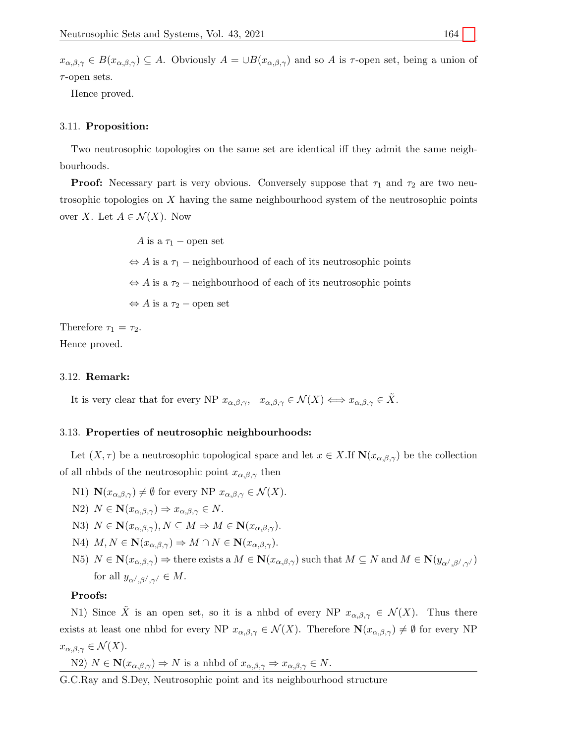$x_{\alpha,\beta,\gamma} \in B(x_{\alpha,\beta,\gamma}) \subseteq A$. Obviously $A = \cup B(x_{\alpha,\beta,\gamma})$ and so $A$ is $\tau$-open set, being a union of $\tau$-open sets.

Hence proved.

### 3.11. **Proposition:**

Two neutrosophic topologies on the same set are identical iff they admit the same neighbourhoods.

**Proof:** Necessary part is very obvious. Conversely suppose that $\tau_1$ and $\tau_2$ are two neutrosophic topologies on $X$ having the same neighbourhood system of the neutrosophic points over $X$. Let $A \in \mathcal{N}(X)$. Now

$$
\begin{aligned}
& A \text{ is a } \tau_1 - \text{open set} \\
\Leftrightarrow\ & A \text{ is a } \tau_1 - \text{neighbourhood of each of its neutrosophic points} \\
\Leftrightarrow\ & A \text{ is a } \tau_2 - \text{neighbourhood of each of its neutrosophic points} \\
\Leftrightarrow\ & A \text{ is a } \tau_2 - \text{open set}
\end{aligned}
$$

Therefore $\tau_1 = \tau_2$.
Hence proved.

### 3.12. **Remark:**

It is very clear that for every NP $x_{\alpha,\beta,\gamma}$, $x_{\alpha,\beta,\gamma} \in \mathcal{N}(X) \Longleftrightarrow x_{\alpha,\beta,\gamma} \in \tilde{X}$.

### 3.13. **Properties of neutrosophic neighbourhoods:**

Let $(X, \tau)$ be a neutrosophic topological space and let $x \in X$.If $\mathbf{N}(x_{\alpha,\beta,\gamma})$ be the collection of all nhbds of the neutrosophic point $x_{\alpha,\beta,\gamma}$ then

N1) $\mathbf{N}(x_{\alpha,\beta,\gamma}) \neq \emptyset$ for every NP $x_{\alpha,\beta,\gamma} \in \mathcal{N}(X)$.

N2) $N \in \mathbf{N}(x_{\alpha,\beta,\gamma}) \Rightarrow x_{\alpha,\beta,\gamma} \in N$.

N3) $N \in \mathbf{N}(x_{\alpha,\beta,\gamma}), N \subseteq M \Rightarrow M \in \mathbf{N}(x_{\alpha,\beta,\gamma})$.

N4) $M, N \in \mathbf{N}(x_{\alpha,\beta,\gamma}) \Rightarrow M \cap N \in \mathbf{N}(x_{\alpha,\beta,\gamma})$.

N5) $N \in \mathbf{N}(x_{\alpha,\beta,\gamma}) \Rightarrow$ there exists a $M \in \mathbf{N}(x_{\alpha,\beta,\gamma})$ such that $M \subseteq N$ and $M \in \mathbf{N}(y_{\alpha',\beta',\gamma'})$ for all $y_{\alpha',\beta',\gamma'} \in M$.

**Proofs:**

N1) Since $\tilde{X}$ is an open set, so it is a nhbd of every NP $x_{\alpha,\beta,\gamma} \in \mathcal{N}(X)$. Thus there exists at least one nhbd for every NP $x_{\alpha,\beta,\gamma} \in \mathcal{N}(X)$. Therefore $\mathbf{N}(x_{\alpha,\beta,\gamma}) \neq \emptyset$ for every NP $x_{\alpha,\beta,\gamma} \in \mathcal{N}(X)$.

N2) $N \in \mathbf{N}(x_{\alpha,\beta,\gamma}) \Rightarrow N$ is a nhbd of $x_{\alpha,\beta,\gamma} \Rightarrow x_{\alpha,\beta,\gamma} \in N$.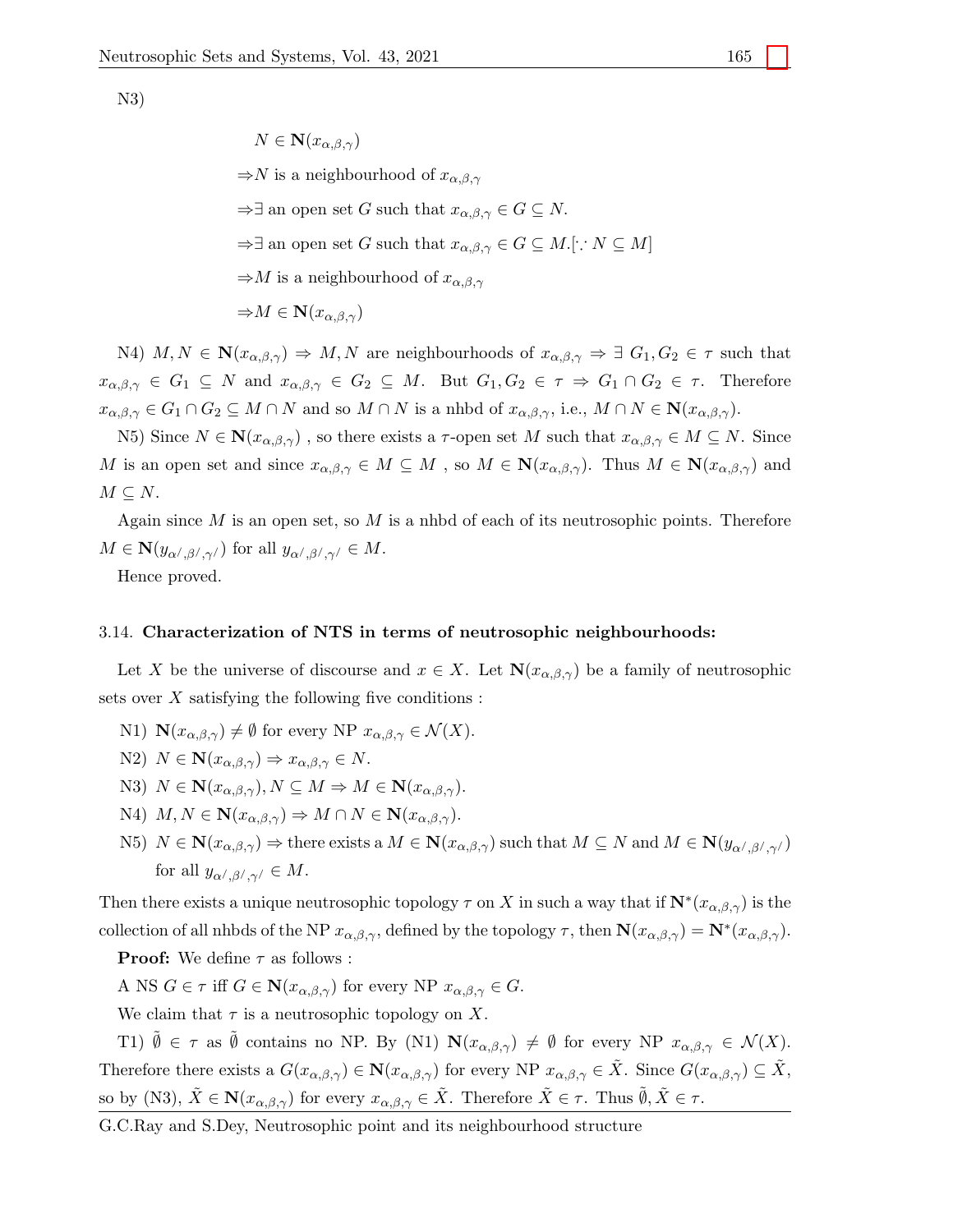N3)

$$
\begin{aligned}
& N \in \mathbf{N}(x_{\alpha,\beta,\gamma}) \\
\Rightarrow & N \text{ is a neighbourhood of } x_{\alpha,\beta,\gamma} \\
\Rightarrow & \exists \text{ an open set } G \text{ such that } x_{\alpha,\beta,\gamma} \in G \subseteq N. \\
\Rightarrow & \exists \text{ an open set } G \text{ such that } x_{\alpha,\beta,\gamma} \in G \subseteq M. [\because N \subseteq M] \\
\Rightarrow & M \text{ is a neighbourhood of } x_{\alpha,\beta,\gamma} \\
\Rightarrow & M \in \mathbf{N}(x_{\alpha,\beta,\gamma})
\end{aligned}
$$

N4) $M, N \in \mathbf{N}(x_{\alpha,\beta,\gamma}) \Rightarrow M, N$ are neighbourhoods of $x_{\alpha,\beta,\gamma} \Rightarrow \exists\ G_1, G_2 \in \tau$ such that $x_{\alpha,\beta,\gamma} \in G_1 \subseteq N$ and $x_{\alpha,\beta,\gamma} \in G_2 \subseteq M$. But $G_1, G_2 \in \tau \Rightarrow G_1 \cap G_2 \in \tau$. Therefore $x_{\alpha,\beta,\gamma} \in G_1 \cap G_2 \subseteq M \cap N$ and so $M \cap N$ is a nhbd of $x_{\alpha,\beta,\gamma}$, i.e., $M \cap N \in \mathbf{N}(x_{\alpha,\beta,\gamma})$.

N5) Since $N \in \mathbf{N}(x_{\alpha,\beta,\gamma})$ , so there exists a $\tau$-open set $M$ such that $x_{\alpha,\beta,\gamma} \in M \subseteq N$. Since $M$ is an open set and since $x_{\alpha,\beta,\gamma} \in M \subseteq M$ , so $M \in \mathbf{N}(x_{\alpha,\beta,\gamma})$. Thus $M \in \mathbf{N}(x_{\alpha,\beta,\gamma})$ and $M \subseteq N$.

Again since $M$ is an open set, so $M$ is a nhbd of each of its neutrosophic points. Therefore $M \in \mathbf{N}(y_{\alpha',\beta',\gamma'})$ for all $y_{\alpha',\beta',\gamma'} \in M$.

Hence proved.

### 3.14. **Characterization of NTS in terms of neutrosophic neighbourhoods:**

Let $X$ be the universe of discourse and $x \in X$. Let $\mathbf{N}(x_{\alpha,\beta,\gamma})$ be a family of neutrosophic sets over $X$ satisfying the following five conditions :

N1) $\mathbf{N}(x_{\alpha,\beta,\gamma}) \neq \emptyset$ for every NP $x_{\alpha,\beta,\gamma} \in \mathcal{N}(X)$.

N2) $N \in \mathbf{N}(x_{\alpha,\beta,\gamma}) \Rightarrow x_{\alpha,\beta,\gamma} \in N$.

N3) $N \in \mathbf{N}(x_{\alpha,\beta,\gamma}), N \subseteq M \Rightarrow M \in \mathbf{N}(x_{\alpha,\beta,\gamma})$.

N4) $M, N \in \mathbf{N}(x_{\alpha,\beta,\gamma}) \Rightarrow M \cap N \in \mathbf{N}(x_{\alpha,\beta,\gamma})$.

N5) $N \in \mathbf{N}(x_{\alpha,\beta,\gamma}) \Rightarrow$ there exists a $M \in \mathbf{N}(x_{\alpha,\beta,\gamma})$ such that $M \subseteq N$ and $M \in \mathbf{N}(y_{\alpha',\beta',\gamma'})$ for all $y_{\alpha',\beta',\gamma'} \in M$.

Then there exists a unique neutrosophic topology $\tau$ on $X$ in such a way that if $\mathbf{N}^*(x_{\alpha,\beta,\gamma})$ is the collection of all nhbds of the NP $x_{\alpha,\beta,\gamma}$, defined by the topology $\tau$, then $\mathbf{N}(x_{\alpha,\beta,\gamma}) = \mathbf{N}^*(x_{\alpha,\beta,\gamma})$.

**Proof:** We define $\tau$ as follows :

A NS $G \in \tau$ iff $G \in \mathbf{N}(x_{\alpha,\beta,\gamma})$ for every NP $x_{\alpha,\beta,\gamma} \in G$.

We claim that $\tau$ is a neutrosophic topology on $X$.

T1) $\tilde{\emptyset} \in \tau$ as $\tilde{\emptyset}$ contains no NP. By (N1) $\mathbf{N}(x_{\alpha,\beta,\gamma}) \neq \emptyset$ for every NP $x_{\alpha,\beta,\gamma} \in \mathcal{N}(X)$. Therefore there exists a $G(x_{\alpha,\beta,\gamma}) \in \mathbf{N}(x_{\alpha,\beta,\gamma})$ for every NP $x_{\alpha,\beta,\gamma} \in \tilde{X}$. Since $G(x_{\alpha,\beta,\gamma}) \subseteq \tilde{X}$, so by (N3), $\tilde{X} \in \mathbf{N}(x_{\alpha,\beta,\gamma})$ for every $x_{\alpha,\beta,\gamma} \in \tilde{X}$. Therefore $\tilde{X} \in \tau$. Thus $\tilde{\emptyset}, \tilde{X} \in \tau$.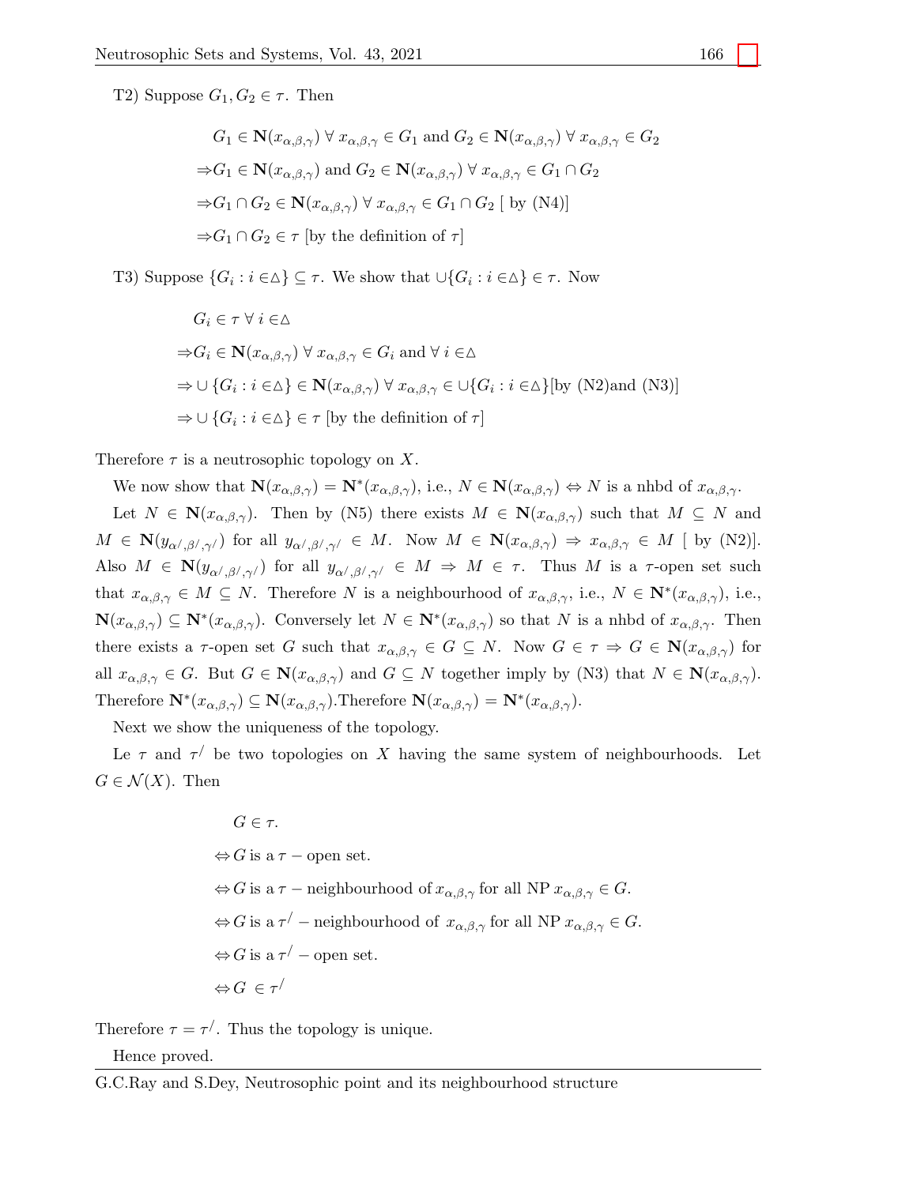T2) Suppose $G_1, G_2 \in \tau$. Then

$$
\begin{aligned}
&G_1 \in \mathbf{N}(x_{\alpha,\beta,\gamma}) \;\forall\; x_{\alpha,\beta,\gamma} \in G_1 \text{ and } G_2 \in \mathbf{N}(x_{\alpha,\beta,\gamma}) \;\forall\; x_{\alpha,\beta,\gamma} \in G_2 \\
\Rightarrow &G_1 \in \mathbf{N}(x_{\alpha,\beta,\gamma}) \text{ and } G_2 \in \mathbf{N}(x_{\alpha,\beta,\gamma}) \;\forall\; x_{\alpha,\beta,\gamma} \in G_1 \cap G_2 \\
\Rightarrow &G_1 \cap G_2 \in \mathbf{N}(x_{\alpha,\beta,\gamma}) \;\forall\; x_{\alpha,\beta,\gamma} \in G_1 \cap G_2 \text{ [ by (N4)]} \\
\Rightarrow &G_1 \cap G_2 \in \tau \text{ [by the definition of } \tau]
\end{aligned}
$$

T3) Suppose $\{G_i : i \in \triangle\} \subseteq \tau$. We show that $\cup\{G_i : i \in \triangle\} \in \tau$. Now

$$
\begin{aligned}
&G_i \in \tau \;\forall\; i \in \triangle \\
\Rightarrow &G_i \in \mathbf{N}(x_{\alpha,\beta,\gamma}) \;\forall\; x_{\alpha,\beta,\gamma} \in G_i \text{ and } \forall\; i \in \triangle \\
\Rightarrow &\cup\{G_i : i \in \triangle\} \in \mathbf{N}(x_{\alpha,\beta,\gamma}) \;\forall\; x_{\alpha,\beta,\gamma} \in \cup\{G_i : i \in \triangle\} \text{[by (N2)and (N3)]} \\
\Rightarrow &\cup\{G_i : i \in \triangle\} \in \tau \text{ [by the definition of } \tau]
\end{aligned}
$$

Therefore $\tau$ is a neutrosophic topology on $X$.

We now show that $\mathbf{N}(x_{\alpha,\beta,\gamma}) = \mathbf{N}^*(x_{\alpha,\beta,\gamma})$, i.e., $N \in \mathbf{N}(x_{\alpha,\beta,\gamma}) \Leftrightarrow N$ is a nhbd of $x_{\alpha,\beta,\gamma}$.

Let $N \in \mathbf{N}(x_{\alpha,\beta,\gamma})$. Then by (N5) there exists $M \in \mathbf{N}(x_{\alpha,\beta,\gamma})$ such that $M \subseteq N$ and $M \in \mathbf{N}(y_{\alpha',\beta',\gamma'})$ for all $y_{\alpha',\beta',\gamma'} \in M$. Now $M \in \mathbf{N}(x_{\alpha,\beta,\gamma}) \Rightarrow x_{\alpha,\beta,\gamma} \in M$ [ by (N2)]. Also $M \in \mathbf{N}(y_{\alpha',\beta',\gamma'})$ for all $y_{\alpha',\beta',\gamma'} \in M \Rightarrow M \in \tau$. Thus $M$ is a $\tau$-open set such that $x_{\alpha,\beta,\gamma} \in M \subseteq N$. Therefore $N$ is a neighbourhood of $x_{\alpha,\beta,\gamma}$, i.e., $N \in \mathbf{N}^*(x_{\alpha,\beta,\gamma})$, i.e., $\mathbf{N}(x_{\alpha,\beta,\gamma}) \subseteq \mathbf{N}^*(x_{\alpha,\beta,\gamma})$. Conversely let $N \in \mathbf{N}^*(x_{\alpha,\beta,\gamma})$ so that $N$ is a nhbd of $x_{\alpha,\beta,\gamma}$. Then there exists a $\tau$-open set $G$ such that $x_{\alpha,\beta,\gamma} \in G \subseteq N$. Now $G \in \tau \Rightarrow G \in \mathbf{N}(x_{\alpha,\beta,\gamma})$ for all $x_{\alpha,\beta,\gamma} \in G$. But $G \in \mathbf{N}(x_{\alpha,\beta,\gamma})$ and $G \subseteq N$ together imply by (N3) that $N \in \mathbf{N}(x_{\alpha,\beta,\gamma})$. Therefore $\mathbf{N}^*(x_{\alpha,\beta,\gamma}) \subseteq \mathbf{N}(x_{\alpha,\beta,\gamma})$.Therefore $\mathbf{N}(x_{\alpha,\beta,\gamma}) = \mathbf{N}^*(x_{\alpha,\beta,\gamma})$.

Next we show the uniqueness of the topology.

Le $\tau$ and $\tau'$ be two topologies on $X$ having the same system of neighbourhoods. Let $G \in \mathcal{N}(X)$. Then

$$
\begin{aligned}
&G \in \tau. \\
\Leftrightarrow &G \text{ is a } \tau-\text{open set.} \\
\Leftrightarrow &G \text{ is a } \tau-\text{neighbourhood of } x_{\alpha,\beta,\gamma} \text{ for all NP } x_{\alpha,\beta,\gamma} \in G. \\
\Leftrightarrow &G \text{ is a } \tau'-\text{neighbourhood of } x_{\alpha,\beta,\gamma} \text{ for all NP } x_{\alpha,\beta,\gamma} \in G. \\
\Leftrightarrow &G \text{ is a } \tau'-\text{open set.} \\
\Leftrightarrow &G \in \tau'
\end{aligned}
$$

Therefore $\tau = \tau'$. Thus the topology is unique.

Hence proved.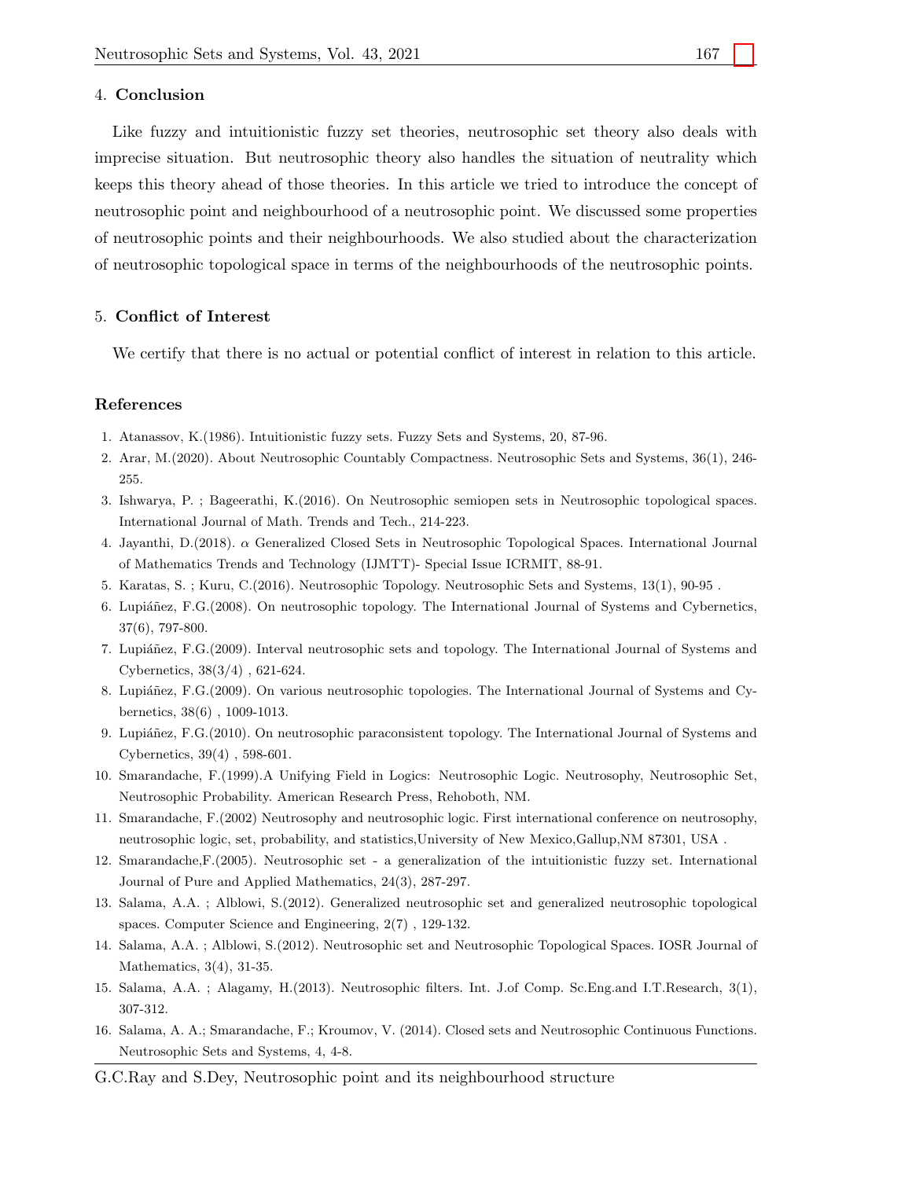## 4. Conclusion

Like fuzzy and intuitionistic fuzzy set theories, neutrosophic set theory also deals with imprecise situation. But neutrosophic theory also handles the situation of neutrality which keeps this theory ahead of those theories. In this article we tried to introduce the concept of neutrosophic point and neighbourhood of a neutrosophic point. We discussed some properties of neutrosophic points and their neighbourhoods. We also studied about the characterization of neutrosophic topological space in terms of the neighbourhoods of the neutrosophic points.

## 5. Conflict of Interest

We certify that there is no actual or potential conflict of interest in relation to this article.

## References

1. Atanassov, K.(1986). Intuitionistic fuzzy sets. Fuzzy Sets and Systems, 20, 87-96.
2. Arar, M.(2020). About Neutrosophic Countably Compactness. Neutrosophic Sets and Systems, 36(1), 246-255.
3. Ishwarya, P. ; Bageerathi, K.(2016). On Neutrosophic semiopen sets in Neutrosophic topological spaces. International Journal of Math. Trends and Tech., 214-223.
4. Jayanthi, D.(2018). $\alpha$ Generalized Closed Sets in Neutrosophic Topological Spaces. International Journal of Mathematics Trends and Technology (IJMTT)- Special Issue ICRMIT, 88-91.
5. Karatas, S. ; Kuru, C.(2016). Neutrosophic Topology. Neutrosophic Sets and Systems, 13(1), 90-95 .
6. Lupiáñez, F.G.(2008). On neutrosophic topology. The International Journal of Systems and Cybernetics, 37(6), 797-800.
7. Lupiáñez, F.G.(2009). Interval neutrosophic sets and topology. The International Journal of Systems and Cybernetics, 38(3/4) , 621-624.
8. Lupiáñez, F.G.(2009). On various neutrosophic topologies. The International Journal of Systems and Cybernetics, 38(6) , 1009-1013.
9. Lupiáñez, F.G.(2010). On neutrosophic paraconsistent topology. The International Journal of Systems and Cybernetics, 39(4) , 598-601.
10. Smarandache, F.(1999).A Unifying Field in Logics: Neutrosophic Logic. Neutrosophy, Neutrosophic Set, Neutrosophic Probability. American Research Press, Rehoboth, NM.
11. Smarandache, F.(2002) Neutrosophy and neutrosophic logic. First international conference on neutrosophy, neutrosophic logic, set, probability, and statistics,University of New Mexico,Gallup,NM 87301, USA .
12. Smarandache,F.(2005). Neutrosophic set - a generalization of the intuitionistic fuzzy set. International Journal of Pure and Applied Mathematics, 24(3), 287-297.
13. Salama, A.A. ; Alblowi, S.(2012). Generalized neutrosophic set and generalized neutrosophic topological spaces. Computer Science and Engineering, 2(7) , 129-132.
14. Salama, A.A. ; Alblowi, S.(2012). Neutrosophic set and Neutrosophic Topological Spaces. IOSR Journal of Mathematics, 3(4), 31-35.
15. Salama, A.A. ; Alagamy, H.(2013). Neutrosophic filters. Int. J.of Comp. Sc.Eng.and I.T.Research, 3(1), 307-312.
16. Salama, A. A.; Smarandache, F.; Kroumov, V. (2014). Closed sets and Neutrosophic Continuous Functions. Neutrosophic Sets and Systems, 4, 4-8.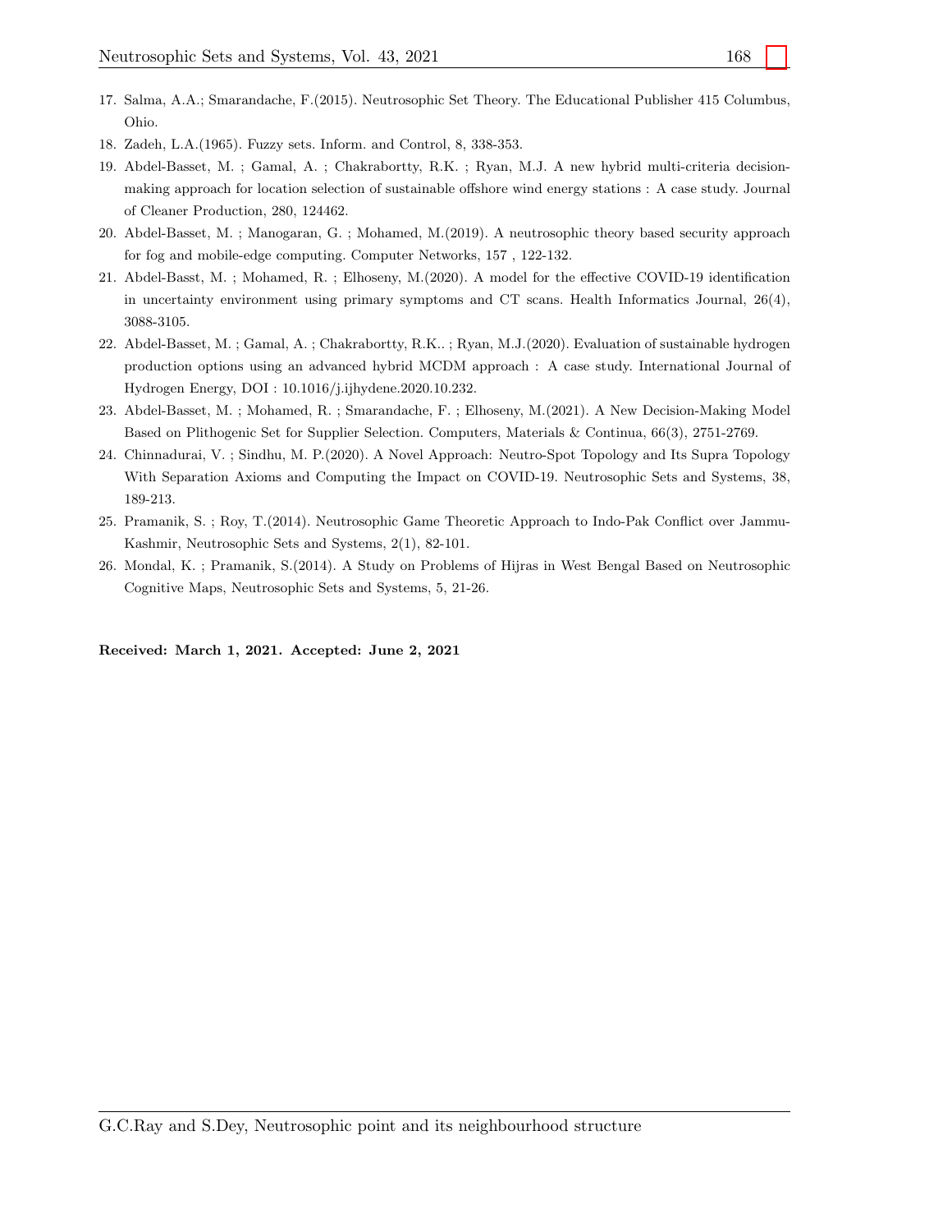17. Salma, A.A.; Smarandache, F.(2015). Neutrosophic Set Theory. The Educational Publisher 415 Columbus, Ohio.
18. Zadeh, L.A.(1965). Fuzzy sets. Inform. and Control, 8, 338-353.
19. Abdel-Basset, M. ; Gamal, A. ; Chakrabortty, R.K. ; Ryan, M.J. A new hybrid multi-criteria decision-making approach for location selection of sustainable offshore wind energy stations : A case study. Journal of Cleaner Production, 280, 124462.
20. Abdel-Basset, M. ; Manogaran, G. ; Mohamed, M.(2019). A neutrosophic theory based security approach for fog and mobile-edge computing. Computer Networks, 157 , 122-132.
21. Abdel-Basst, M. ; Mohamed, R. ; Elhoseny, M.(2020). A model for the effective COVID-19 identification in uncertainty environment using primary symptoms and CT scans. Health Informatics Journal, 26(4), 3088-3105.
22. Abdel-Basset, M. ; Gamal, A. ; Chakrabortty, R.K.. ; Ryan, M.J.(2020). Evaluation of sustainable hydrogen production options using an advanced hybrid MCDM approach : A case study. International Journal of Hydrogen Energy, DOI : 10.1016/j.ijhydene.2020.10.232.
23. Abdel-Basset, M. ; Mohamed, R. ; Smarandache, F. ; Elhoseny, M.(2021). A New Decision-Making Model Based on Plithogenic Set for Supplier Selection. Computers, Materials & Continua, 66(3), 2751-2769.
24. Chinnadurai, V. ; Sindhu, M. P.(2020). A Novel Approach: Neutro-Spot Topology and Its Supra Topology With Separation Axioms and Computing the Impact on COVID-19. Neutrosophic Sets and Systems, 38, 189-213.
25. Pramanik, S. ; Roy, T.(2014). Neutrosophic Game Theoretic Approach to Indo-Pak Conflict over Jammu-Kashmir, Neutrosophic Sets and Systems, 2(1), 82-101.
26. Mondal, K. ; Pramanik, S.(2014). A Study on Problems of Hijras in West Bengal Based on Neutrosophic Cognitive Maps, Neutrosophic Sets and Systems, 5, 21-26.

**Received: March 1, 2021. Accepted: June 2, 2021**